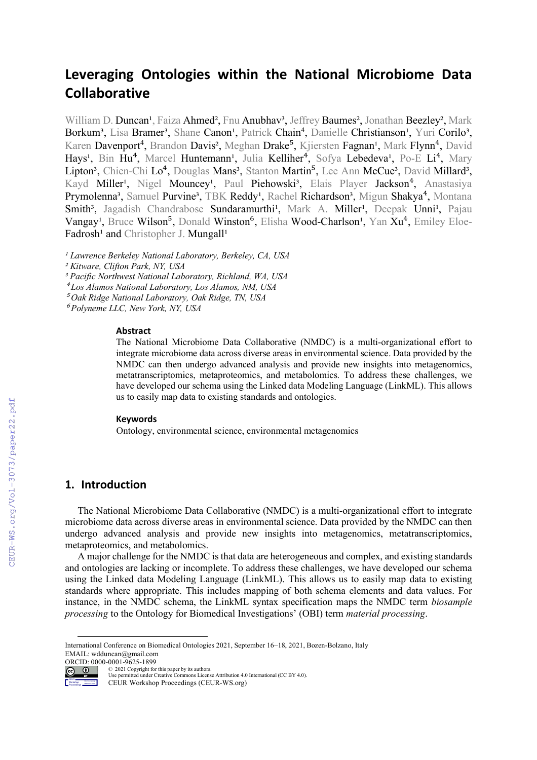# Leveraging Ontologies within the National Microbiome Data Collaborative

William D. Duncan[1], Faiza Ahmed[2], Fnu Anubhav[3], Jeffrey Baumes[2], Jonathan Beezley[2], Mark Borkum[3], Lisa Bramer[3], Shane Canon[1], Patrick Chain[4], Danielle Christianson[1], Yuri Corilo[3], Karen Davenport[4], Brandon Davis[2], Meghan Drake[5], Kjiersten Fagnan[1], Mark Flynn[4], David Hays[1], Bin Hu[4], Marcel Huntemann[1], Julia Kelliher[4], Sofya Lebedeva[1], Po-E Li[4], Mary Lipton[3], Chien-Chi Lo[4], Douglas Mans[3], Stanton Martin[5], Lee Ann McCue[3], David Millard[3], Kayd Miller[1], Nigel Mouncey[1], Paul Piehowski[3], Elais Player Jackson[4], Anastasiya Prymolenna[3], Samuel Purvine[3], TBK Reddy[1], Rachel Richardson[3], Migun Shakya[4], Montana Smith[3], Jagadish Chandrabose Sundaramurthi[1], Mark A. Miller[1], Deepak Unni[1], Pajau Vangay[1], Bruce Wilson[5], Donald Winston[6], Elisha Wood-Charlson[1], Yan Xu[4], Emiley Eloe-Fadrosh[1] and Christopher J. Mungall[1]

*[1] Lawrence Berkeley National Laboratory, Berkeley, CA, USA*
*[2] Kitware, Clifton Park, NY, USA*
*[3] Pacific Northwest National Laboratory, Richland, WA, USA*
*[4] Los Alamos National Laboratory, Los Alamos, NM, USA*
*[5] Oak Ridge National Laboratory, Oak Ridge, TN, USA*
*[6] Polyneme LLC, New York, NY, USA*

### Abstract

The National Microbiome Data Collaborative (NMDC) is a multi-organizational effort to integrate microbiome data across diverse areas in environmental science. Data provided by the NMDC can then undergo advanced analysis and provide new insights into metagenomics, metatranscriptomics, metaproteomics, and metabolomics. To address these challenges, we have developed our schema using the Linked data Modeling Language (LinkML). This allows us to easily map data to existing standards and ontologies.

### Keywords

Ontology, environmental science, environmental metagenomics

## 1. Introduction

The National Microbiome Data Collaborative (NMDC) is a multi-organizational effort to integrate microbiome data across diverse areas in environmental science. Data provided by the NMDC can then undergo advanced analysis and provide new insights into metagenomics, metatranscriptomics, metaproteomics, and metabolomics.

A major challenge for the NMDC is that data are heterogeneous and complex, and existing standards and ontologies are lacking or incomplete. To address these challenges, we have developed our schema using the Linked data Modeling Language (LinkML). This allows us to easily map data to existing standards where appropriate. This includes mapping of both schema elements and data values. For instance, in the NMDC schema, the LinkML syntax specification maps the NMDC term *biosample processing* to the Ontology for Biomedical Investigations' (OBI) term *material processing*.

---

International Conference on Biomedical Ontologies 2021, September 16–18, 2021, Bozen-Bolzano, Italy
EMAIL: wdduncan@gmail.com
ORCID: 0000-0001-9625-1899
© 2021 Copyright for this paper by its authors.
Use permitted under Creative Commons License Attribution 4.0 International (CC BY 4.0).
CEUR Workshop Proceedings (CEUR-WS.org)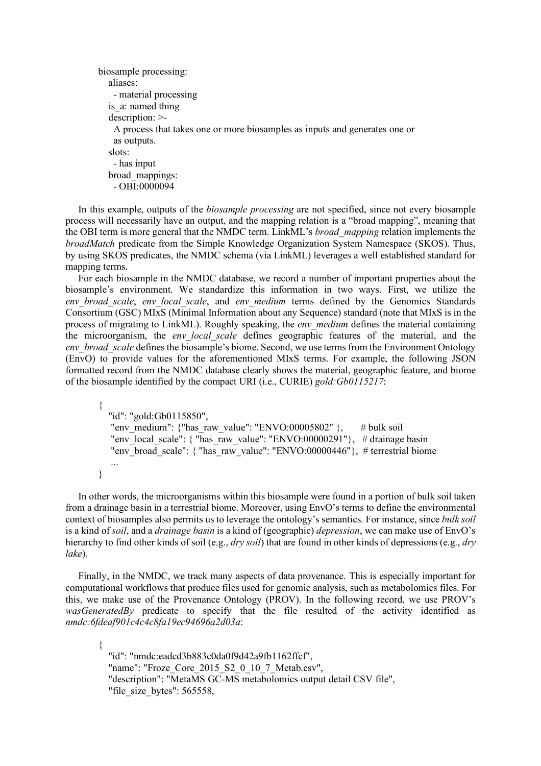```
biosample processing:
  aliases:
    - material processing
  is_a: named thing
  description: >-
    A process that takes one or more biosamples as inputs and generates one or
    as outputs.
  slots:
    - has input
  broad_mappings:
    - OBI:0000094
```

In this example, outputs of the *biosample processing* are not specified, since not every biosample process will necessarily have an output, and the mapping relation is a "broad mapping", meaning that the OBI term is more general that the NMDC term. LinkML's *broad_mapping* relation implements the *broadMatch* predicate from the Simple Knowledge Organization System Namespace (SKOS). Thus, by using SKOS predicates, the NMDC schema (via LinkML) leverages a well established standard for mapping terms.

For each biosample in the NMDC database, we record a number of important properties about the biosample's environment. We standardize this information in two ways. First, we utilize the *env_broad_scale*, *env_local_scale*, and *env_medium* terms defined by the Genomics Standards Consortium (GSC) MIxS (Minimal Information about any Sequence) standard (note that MIxS is in the process of migrating to LinkML). Roughly speaking, the *env_medium* defines the material containing the microorganism, the *env_local_scale* defines geographic features of the material, and the *env_broad_scale* defines the biosample's biome. Second, we use terms from the Environment Ontology (EnvO) to provide values for the aforementioned MIxS terms. For example, the following JSON formatted record from the NMDC database clearly shows the material, geographic feature, and biome of the biosample identified by the compact URI (i.e., CURIE) *gold:Gb0115217*:

```
{
  "id": "gold:Gb0115850",
   "env_medium": {"has_raw_value": "ENVO:00005802" },      # bulk soil
   "env_local_scale": { "has_raw_value": "ENVO:00000291"},   # drainage basin
   "env_broad_scale": { "has_raw_value": "ENVO:00000446"},  # terrestrial biome
   ...
}
```

In other words, the microorganisms within this biosample were found in a portion of bulk soil taken from a drainage basin in a terrestrial biome. Moreover, using EnvO's terms to define the environmental context of biosamples also permits us to leverage the ontology's semantics. For instance, since *bulk soil* is a kind of *soil*, and a *drainage basin* is a kind of (geographic) *depression*, we can make use of EnvO's hierarchy to find other kinds of soil (e.g., *dry soil*) that are found in other kinds of depressions (e.g., *dry lake*).

Finally, in the NMDC, we track many aspects of data provenance. This is especially important for computational workflows that produce files used for genomic analysis, such as metabolomics files. For this, we make use of the Provenance Ontology (PROV). In the following record, we use PROV's *wasGeneratedBy* predicate to specify that the file resulted of the activity identified as *nmdc:6fdeaf901c4c8fa19ec94696a2d03a*:

```
{
  "id": "nmdc:eadcd3b883c0da0f9d42a9fb1162ffcf",
  "name": "Froze_Core_2015_S2_0_10_7_Metab.csv",
  "description": "MetaMS GC-MS metabolomics output detail CSV file",
  "file_size_bytes": 565558,
```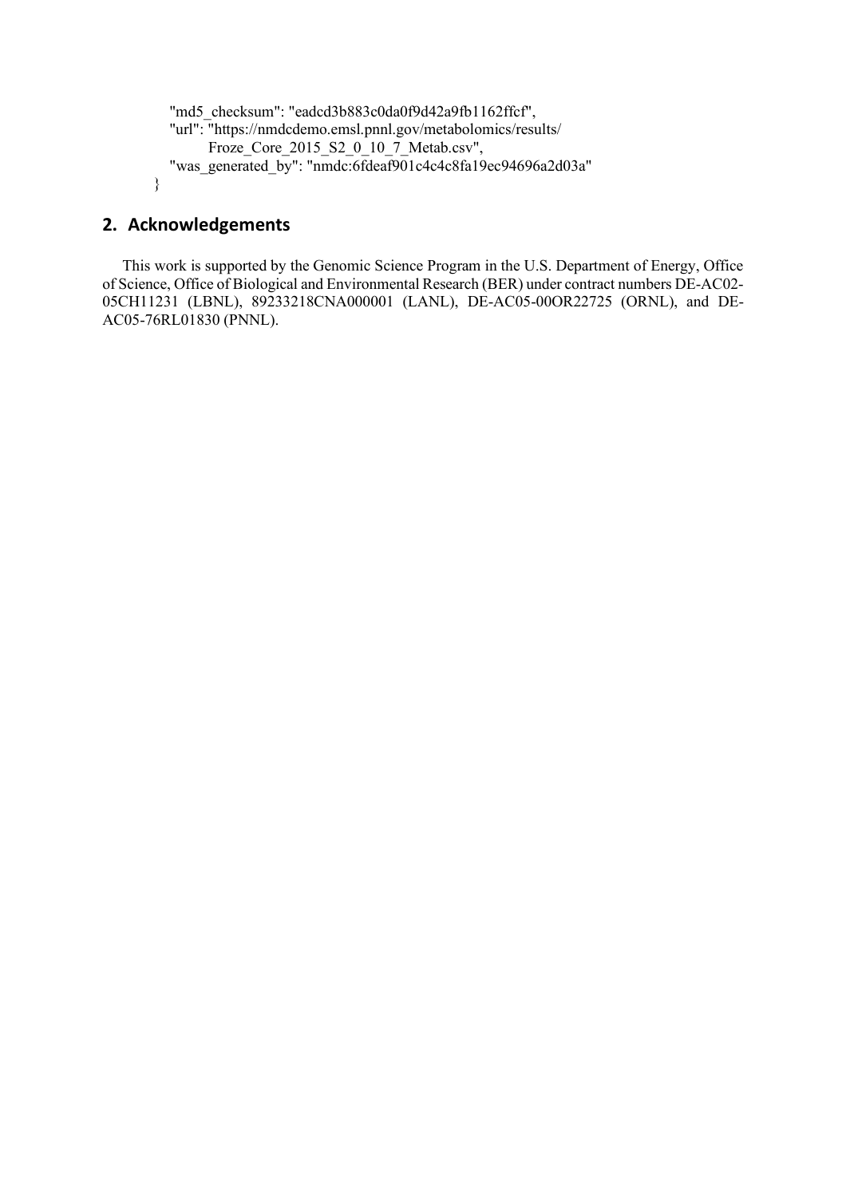```
    "md5_checksum": "eadcd3b883c0da0f9d42a9fb1162ffcf",
    "url": "https://nmdcdemo.emsl.pnnl.gov/metabolomics/results/
          Froze_Core_2015_S2_0_10_7_Metab.csv",
    "was_generated_by": "nmdc:6fdeaf901c4c4c8fa19ec94696a2d03a"
}
```

## 2. Acknowledgements

This work is supported by the Genomic Science Program in the U.S. Department of Energy, Office of Science, Office of Biological and Environmental Research (BER) under contract numbers DE-AC02-05CH11231 (LBNL), 89233218CNA000001 (LANL), DE-AC05-00OR22725 (ORNL), and DE-AC05-76RL01830 (PNNL).